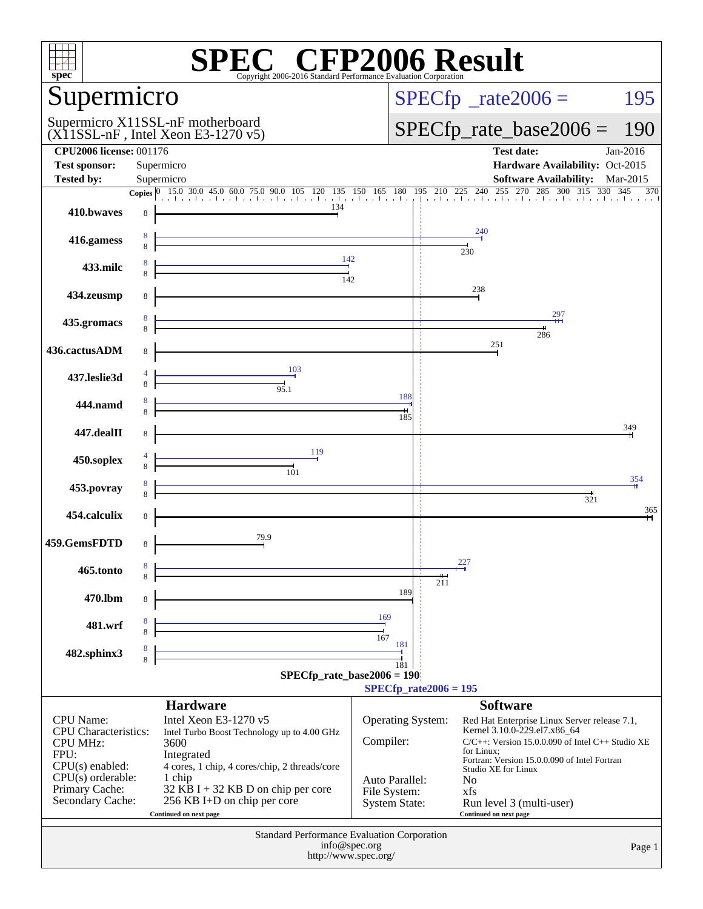# SPEC CFP2006 Result

Copyright 2006-2016 Standard Performance Evaluation Corporation

## Supermicro

Supermicro X11SSL-nF motherboard
(X11SSL-nF , Intel Xeon E3-1270 v5)

SPECfp_rate2006 = 195

SPECfp_rate_base2006 = 190

| | | | |
|---|---|---|---|
| **CPU2006 license:** 001176 | | **Test date:** | Jan-2016 |
| **Test sponsor:** | Supermicro | **Hardware Availability:** | Oct-2015 |
| **Tested by:** | Supermicro | **Software Availability:** | Mar-2015 |

| Benchmark | Copies (peak) | Peak | Copies (base) | Base |
|---|---|---|---|---|
| 410.bwaves | | | 8 | 134 |
| 416.gamess | 8 | 240 | 8 | 230 |
| 433.milc | 8 | 142 | 8 | 142 |
| 434.zeusmp | | | 8 | 238 |
| 435.gromacs | 8 | 297 | 8 | 286 |
| 436.cactusADM | | | 8 | 251 |
| 437.leslie3d | 4 | 103 | 8 | 95.1 |
| 444.namd | 8 | 188 | 8 | 185 |
| 447.dealII | | | 8 | 349 |
| 450.soplex | 4 | 119 | 8 | 101 |
| 453.povray | 8 | 354 | 8 | 321 |
| 454.calculix | | | 8 | 365 |
| 459.GemsFDTD | | | 8 | 79.9 |
| 465.tonto | 8 | 227 | 8 | 211 |
| 470.lbm | | | 8 | 189 |
| 481.wrf | 8 | 169 | 8 | 167 |
| 482.sphinx3 | 8 | 181 | 8 | 181 |

SPECfp_rate_base2006 = 190

SPECfp_rate2006 = 195

### Hardware

| | |
|---|---|
| CPU Name: | Intel Xeon E3-1270 v5 |
| CPU Characteristics: | Intel Turbo Boost Technology up to 4.00 GHz |
| CPU MHz: | 3600 |
| FPU: | Integrated |
| CPU(s) enabled: | 4 cores, 1 chip, 4 cores/chip, 2 threads/core |
| CPU(s) orderable: | 1 chip |
| Primary Cache: | 32 KB I + 32 KB D on chip per core |
| Secondary Cache: | 256 KB I+D on chip per core |

Continued on next page

### Software

| | |
|---|---|
| Operating System: | Red Hat Enterprise Linux Server release 7.1, Kernel 3.10.0-229.el7.x86_64 |
| Compiler: | C/C++: Version 15.0.0.090 of Intel C++ Studio XE for Linux; Fortran: Version 15.0.0.090 of Intel Fortran Studio XE for Linux |
| Auto Parallel: | No |
| File System: | xfs |
| System State: | Run level 3 (multi-user) |

Continued on next page

Standard Performance Evaluation Corporation
info@spec.org
http://www.spec.org/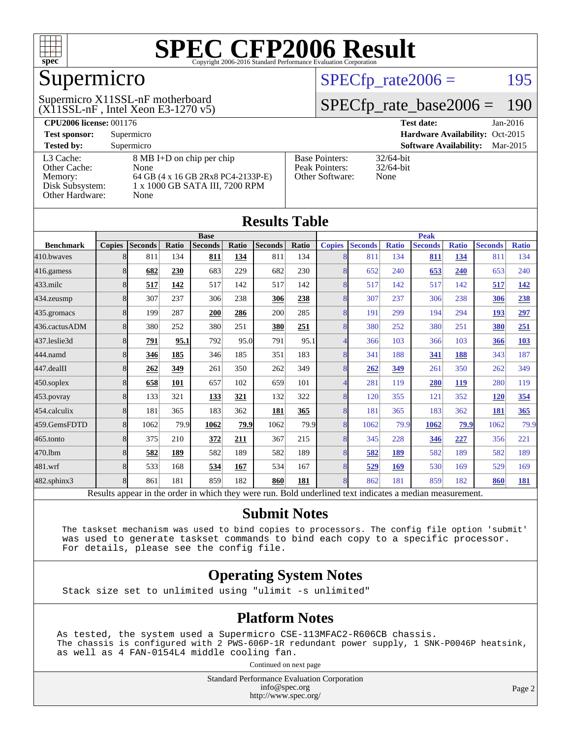# SPEC CFP2006 Result

Copyright 2006-2016 Standard Performance Evaluation Corporation

## Supermicro

Supermicro X11SSL-nF motherboard
(X11SSL-nF , Intel Xeon E3-1270 v5)

SPECfp_rate2006 = 195

SPECfp_rate_base2006 = 190

**CPU2006 license:** 001176
**Test sponsor:** Supermicro
**Tested by:** Supermicro

**Test date:** Jan-2016
**Hardware Availability:** Oct-2015
**Software Availability:** Mar-2015

| | |
|---|---|
| L3 Cache: | 8 MB I+D on chip per chip |
| Other Cache: | None |
| Memory: | 64 GB (4 x 16 GB 2Rx8 PC4-2133P-E) |
| Disk Subsystem: | 1 x 1000 GB SATA III, 7200 RPM |
| Other Hardware: | None |

| | |
|---|---|
| Base Pointers: | 32/64-bit |
| Peak Pointers: | 32/64-bit |
| Other Software: | None |

## Results Table

| | Base | | | | | | | Peak | | | | | | |
|---|---|---|---|---|---|---|---|---|---|---|---|---|---|---|
| Benchmark | Copies | Seconds | Ratio | Seconds | Ratio | Seconds | Ratio | Copies | Seconds | Ratio | Seconds | Ratio | Seconds | Ratio |
| 410.bwaves | 8 | 811 | 134 | **811** | **134** | 811 | 134 | 8 | 811 | 134 | **811** | **134** | 811 | 134 |
| 416.gamess | 8 | **682** | **230** | 683 | 229 | 682 | 230 | 8 | 652 | 240 | **653** | **240** | 653 | 240 |
| 433.milc | 8 | **517** | **142** | 517 | 142 | 517 | 142 | 8 | 517 | 142 | 517 | 142 | **517** | **142** |
| 434.zeusmp | 8 | 307 | 237 | 306 | 238 | **306** | **238** | 8 | 307 | 237 | 306 | 238 | **306** | **238** |
| 435.gromacs | 8 | 199 | 287 | **200** | **286** | 200 | 285 | 8 | 191 | 299 | 194 | 294 | **193** | **297** |
| 436.cactusADM | 8 | 380 | 252 | 380 | 251 | **380** | **251** | 8 | 380 | 252 | 380 | 251 | **380** | **251** |
| 437.leslie3d | 8 | **791** | **95.1** | 792 | 95.0 | 791 | 95.1 | 4 | 366 | 103 | 366 | 103 | **366** | **103** |
| 444.namd | 8 | **346** | **185** | 346 | 185 | 351 | 183 | 8 | 341 | 188 | **341** | **188** | 343 | 187 |
| 447.dealII | 8 | **262** | **349** | 261 | 350 | 262 | 349 | 8 | **262** | **349** | 261 | 350 | 262 | 349 |
| 450.soplex | 8 | **658** | **101** | 657 | 102 | 659 | 101 | 4 | 281 | 119 | **280** | **119** | 280 | 119 |
| 453.povray | 8 | 133 | 321 | **133** | **321** | 132 | 322 | 8 | 120 | 355 | 121 | 352 | **120** | **354** |
| 454.calculix | 8 | 181 | 365 | 183 | 362 | **181** | **365** | 8 | 181 | 365 | 183 | 362 | **181** | **365** |
| 459.GemsFDTD | 8 | 1062 | 79.9 | **1062** | **79.9** | 1062 | 79.9 | 8 | 1062 | 79.9 | **1062** | **79.9** | 1062 | 79.9 |
| 465.tonto | 8 | 375 | 210 | **372** | **211** | 367 | 215 | 8 | 345 | 228 | **346** | **227** | 356 | 221 |
| 470.lbm | 8 | **582** | **189** | 582 | 189 | 582 | 189 | 8 | **582** | **189** | 582 | 189 | 582 | 189 |
| 481.wrf | 8 | 533 | 168 | **534** | **167** | 534 | 167 | 8 | **529** | **169** | 530 | 169 | 529 | 169 |
| 482.sphinx3 | 8 | 861 | 181 | 859 | 182 | **860** | **181** | 8 | 862 | 181 | 859 | 182 | **860** | **181** |

Results appear in the order in which they were run. Bold underlined text indicates a median measurement.

## Submit Notes

```
The taskset mechanism was used to bind copies to processors. The config file option 'submit'
was used to generate taskset commands to bind each copy to a specific processor.
For details, please see the config file.
```

## Operating System Notes

```
Stack size set to unlimited using "ulimit -s unlimited"
```

## Platform Notes

```
As tested, the system used a Supermicro CSE-113MFAC2-R606CB chassis.
The chassis is configured with 2 PWS-606P-1R redundant power supply, 1 SNK-P0046P heatsink,
as well as 4 FAN-0154L4 middle cooling fan.
```

Continued on next page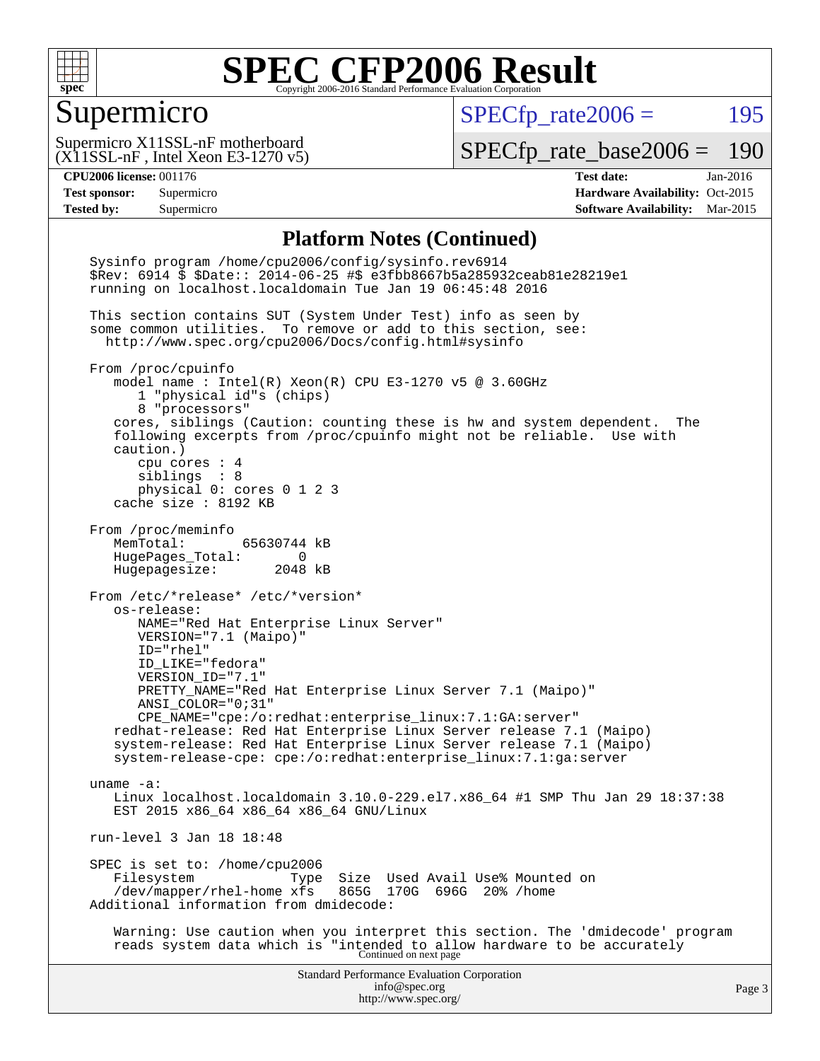# SPEC CFP2006 Result

Copyright 2006-2016 Standard Performance Evaluation Corporation

## Supermicro

Supermicro X11SSL-nF motherboard
(X11SSL-nF , Intel Xeon E3-1270 v5)

SPECfp_rate2006 = 195

SPECfp_rate_base2006 = 190

| | | | |
|---|---|---|---|
| **CPU2006 license:** 001176 | | **Test date:** | Jan-2016 |
| **Test sponsor:** | Supermicro | **Hardware Availability:** | Oct-2015 |
| **Tested by:** | Supermicro | **Software Availability:** | Mar-2015 |

## Platform Notes (Continued)

```
Sysinfo program /home/cpu2006/config/sysinfo.rev6914
$Rev: 6914 $ $Date:: 2014-06-25 #$ e3fbb8667b5a285932ceab81e28219e1
running on localhost.localdomain Tue Jan 19 06:45:48 2016

This section contains SUT (System Under Test) info as seen by
some common utilities.  To remove or add to this section, see:
  http://www.spec.org/cpu2006/Docs/config.html#sysinfo

From /proc/cpuinfo
   model name : Intel(R) Xeon(R) CPU E3-1270 v5 @ 3.60GHz
      1 "physical id"s (chips)
      8 "processors"
   cores, siblings (Caution: counting these is hw and system dependent.  The
   following excerpts from /proc/cpuinfo might not be reliable.  Use with
   caution.)
      cpu cores : 4
      siblings  : 8
      physical 0: cores 0 1 2 3
   cache size : 8192 KB

From /proc/meminfo
   MemTotal:       65630744 kB
   HugePages_Total:       0
   Hugepagesize:       2048 kB

From /etc/*release* /etc/*version*
   os-release:
      NAME="Red Hat Enterprise Linux Server"
      VERSION="7.1 (Maipo)"
      ID="rhel"
      ID_LIKE="fedora"
      VERSION_ID="7.1"
      PRETTY_NAME="Red Hat Enterprise Linux Server 7.1 (Maipo)"
      ANSI_COLOR="0;31"
      CPE_NAME="cpe:/o:redhat:enterprise_linux:7.1:GA:server"
   redhat-release: Red Hat Enterprise Linux Server release 7.1 (Maipo)
   system-release: Red Hat Enterprise Linux Server release 7.1 (Maipo)
   system-release-cpe: cpe:/o:redhat:enterprise_linux:7.1:ga:server

uname -a:
   Linux localhost.localdomain 3.10.0-229.el7.x86_64 #1 SMP Thu Jan 29 18:37:38
   EST 2015 x86_64 x86_64 x86_64 GNU/Linux

run-level 3 Jan 18 18:48

SPEC is set to: /home/cpu2006
   Filesystem            Type  Size  Used Avail Use% Mounted on
   /dev/mapper/rhel-home xfs   865G  170G  696G  20% /home
Additional information from dmidecode:

   Warning: Use caution when you interpret this section. The 'dmidecode' program
   reads system data which is "intended to allow hardware to be accurately
```

Continued on next page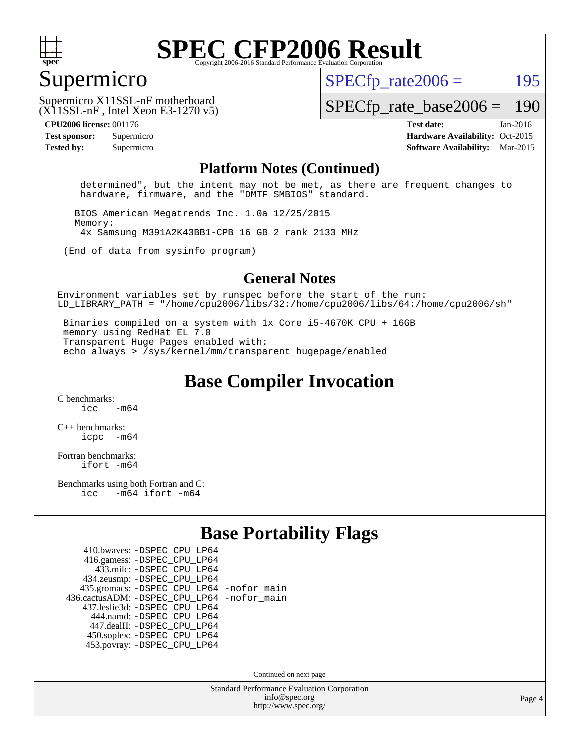# SPEC CFP2006 Result

## Supermicro

Supermicro X11SSL-nF motherboard
(X11SSL-nF , Intel Xeon E3-1270 v5)

SPECfp_rate2006 = 195

SPECfp_rate_base2006 = 190

**CPU2006 license:** 001176
**Test sponsor:** Supermicro
**Tested by:** Supermicro

**Test date:** Jan-2016
**Hardware Availability:** Oct-2015
**Software Availability:** Mar-2015

### Platform Notes (Continued)

```
   determined", but the intent may not be met, as there are frequent changes to
   hardware, firmware, and the "DMTF SMBIOS" standard.

  BIOS American Megatrends Inc. 1.0a 12/25/2015
  Memory:
   4x Samsung M391A2K43BB1-CPB 16 GB 2 rank 2133 MHz

(End of data from sysinfo program)
```

### General Notes

```
Environment variables set by runspec before the start of the run:
LD_LIBRARY_PATH = "/home/cpu2006/libs/32:/home/cpu2006/libs/64:/home/cpu2006/sh"

 Binaries compiled on a system with 1x Core i5-4670K CPU + 16GB
 memory using RedHat EL 7.0
 Transparent Huge Pages enabled with:
 echo always > /sys/kernel/mm/transparent_hugepage/enabled
```

## Base Compiler Invocation

C benchmarks:
```
icc   -m64
```

C++ benchmarks:
```
icpc  -m64
```

Fortran benchmarks:
```
ifort -m64
```

Benchmarks using both Fortran and C:
```
icc   -m64 ifort -m64
```

## Base Portability Flags

| Benchmark | Flags |
|---|---|
| 410.bwaves: | -DSPEC_CPU_LP64 |
| 416.gamess: | -DSPEC_CPU_LP64 |
| 433.milc: | -DSPEC_CPU_LP64 |
| 434.zeusmp: | -DSPEC_CPU_LP64 |
| 435.gromacs: | -DSPEC_CPU_LP64 -nofor_main |
| 436.cactusADM: | -DSPEC_CPU_LP64 -nofor_main |
| 437.leslie3d: | -DSPEC_CPU_LP64 |
| 444.namd: | -DSPEC_CPU_LP64 |
| 447.dealII: | -DSPEC_CPU_LP64 |
| 450.soplex: | -DSPEC_CPU_LP64 |
| 453.povray: | -DSPEC_CPU_LP64 |

Continued on next page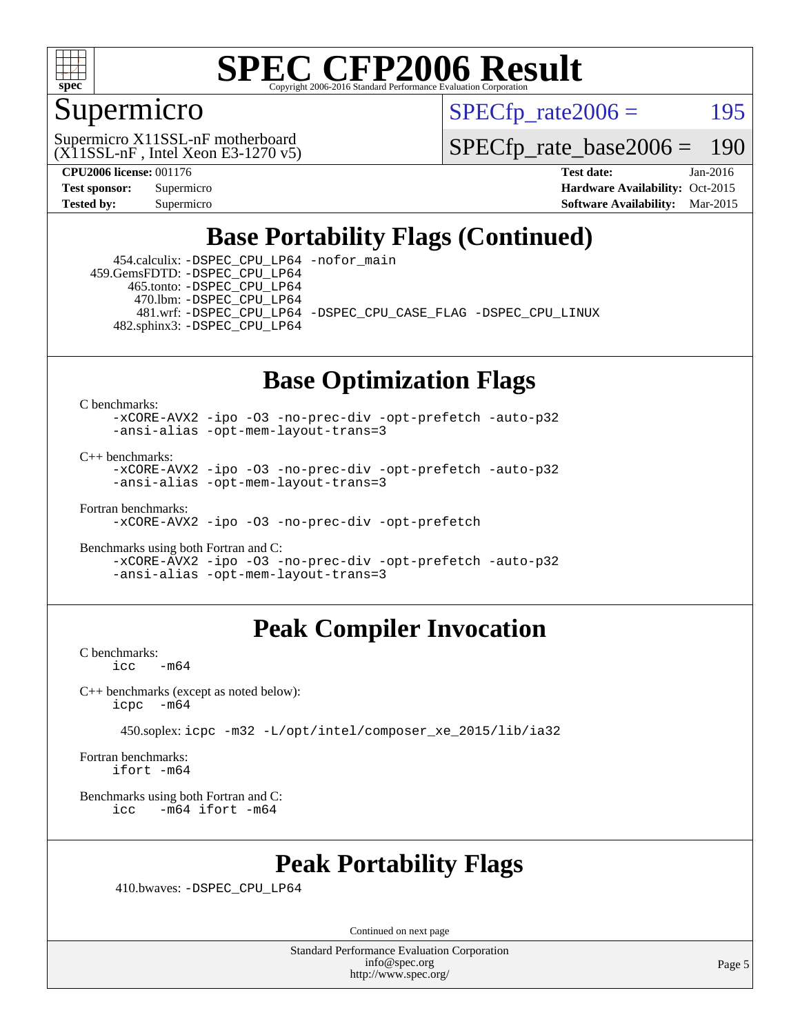# SPEC CFP2006 Result

Copyright 2006-2016 Standard Performance Evaluation Corporation

## Supermicro

Supermicro X11SSL-nF motherboard
(X11SSL-nF , Intel Xeon E3-1270 v5)

SPECfp_rate2006 = 195

SPECfp_rate_base2006 = 190

**CPU2006 license:** 001176
**Test sponsor:** Supermicro
**Tested by:** Supermicro

**Test date:** Jan-2016
**Hardware Availability:** Oct-2015
**Software Availability:** Mar-2015

## Base Portability Flags (Continued)

454.calculix: -DSPEC_CPU_LP64 -nofor_main
459.GemsFDTD: -DSPEC_CPU_LP64
465.tonto: -DSPEC_CPU_LP64
470.lbm: -DSPEC_CPU_LP64
481.wrf: -DSPEC_CPU_LP64 -DSPEC_CPU_CASE_FLAG -DSPEC_CPU_LINUX
482.sphinx3: -DSPEC_CPU_LP64

## Base Optimization Flags

C benchmarks:
```
-xCORE-AVX2 -ipo -O3 -no-prec-div -opt-prefetch -auto-p32
-ansi-alias -opt-mem-layout-trans=3
```

C++ benchmarks:
```
-xCORE-AVX2 -ipo -O3 -no-prec-div -opt-prefetch -auto-p32
-ansi-alias -opt-mem-layout-trans=3
```

Fortran benchmarks:
```
-xCORE-AVX2 -ipo -O3 -no-prec-div -opt-prefetch
```

Benchmarks using both Fortran and C:
```
-xCORE-AVX2 -ipo -O3 -no-prec-div -opt-prefetch -auto-p32
-ansi-alias -opt-mem-layout-trans=3
```

## Peak Compiler Invocation

C benchmarks:
```
icc   -m64
```

C++ benchmarks (except as noted below):
```
icpc  -m64
```

450.soplex: icpc -m32 -L/opt/intel/composer_xe_2015/lib/ia32

Fortran benchmarks:
```
ifort -m64
```

Benchmarks using both Fortran and C:
```
icc   -m64 ifort -m64
```

## Peak Portability Flags

410.bwaves: -DSPEC_CPU_LP64

Continued on next page

Standard Performance Evaluation Corporation
info@spec.org
http://www.spec.org/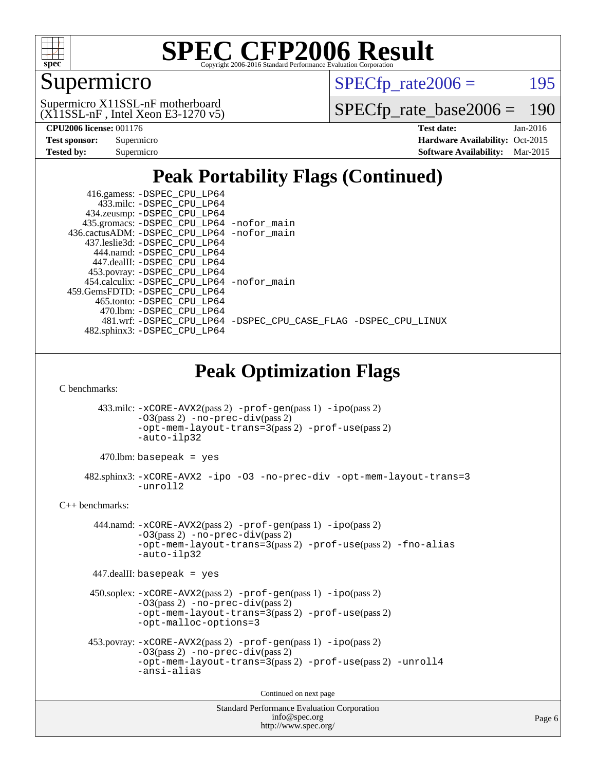# SPEC CFP2006 Result

Copyright 2006-2016 Standard Performance Evaluation Corporation

## Supermicro

Supermicro X11SSL-nF motherboard
(X11SSL-nF , Intel Xeon E3-1270 v5)

SPECfp_rate2006 = 195

SPECfp_rate_base2006 = 190

**CPU2006 license:** 001176
**Test sponsor:** Supermicro
**Tested by:** Supermicro

**Test date:** Jan-2016
**Hardware Availability:** Oct-2015
**Software Availability:** Mar-2015

## Peak Portability Flags (Continued)

```
416.gamess: -DSPEC_CPU_LP64
433.milc: -DSPEC_CPU_LP64
434.zeusmp: -DSPEC_CPU_LP64
435.gromacs: -DSPEC_CPU_LP64 -nofor_main
436.cactusADM: -DSPEC_CPU_LP64 -nofor_main
437.leslie3d: -DSPEC_CPU_LP64
444.namd: -DSPEC_CPU_LP64
447.dealII: -DSPEC_CPU_LP64
453.povray: -DSPEC_CPU_LP64
454.calculix: -DSPEC_CPU_LP64 -nofor_main
459.GemsFDTD: -DSPEC_CPU_LP64
465.tonto: -DSPEC_CPU_LP64
470.lbm: -DSPEC_CPU_LP64
481.wrf: -DSPEC_CPU_LP64 -DSPEC_CPU_CASE_FLAG -DSPEC_CPU_LINUX
482.sphinx3: -DSPEC_CPU_LP64
```

## Peak Optimization Flags

C benchmarks:

433.milc: -xCORE-AVX2(pass 2) -prof-gen(pass 1) -ipo(pass 2) -O3(pass 2) -no-prec-div(pass 2) -opt-mem-layout-trans=3(pass 2) -prof-use(pass 2) -auto-ilp32

470.lbm: basepeak = yes

482.sphinx3: -xCORE-AVX2 -ipo -O3 -no-prec-div -opt-mem-layout-trans=3 -unroll2

C++ benchmarks:

444.namd: -xCORE-AVX2(pass 2) -prof-gen(pass 1) -ipo(pass 2) -O3(pass 2) -no-prec-div(pass 2) -opt-mem-layout-trans=3(pass 2) -prof-use(pass 2) -fno-alias -auto-ilp32

447.dealII: basepeak = yes

450.soplex: -xCORE-AVX2(pass 2) -prof-gen(pass 1) -ipo(pass 2) -O3(pass 2) -no-prec-div(pass 2) -opt-mem-layout-trans=3(pass 2) -prof-use(pass 2) -opt-malloc-options=3

453.povray: -xCORE-AVX2(pass 2) -prof-gen(pass 1) -ipo(pass 2) -O3(pass 2) -no-prec-div(pass 2) -opt-mem-layout-trans=3(pass 2) -prof-use(pass 2) -unroll4 -ansi-alias

Continued on next page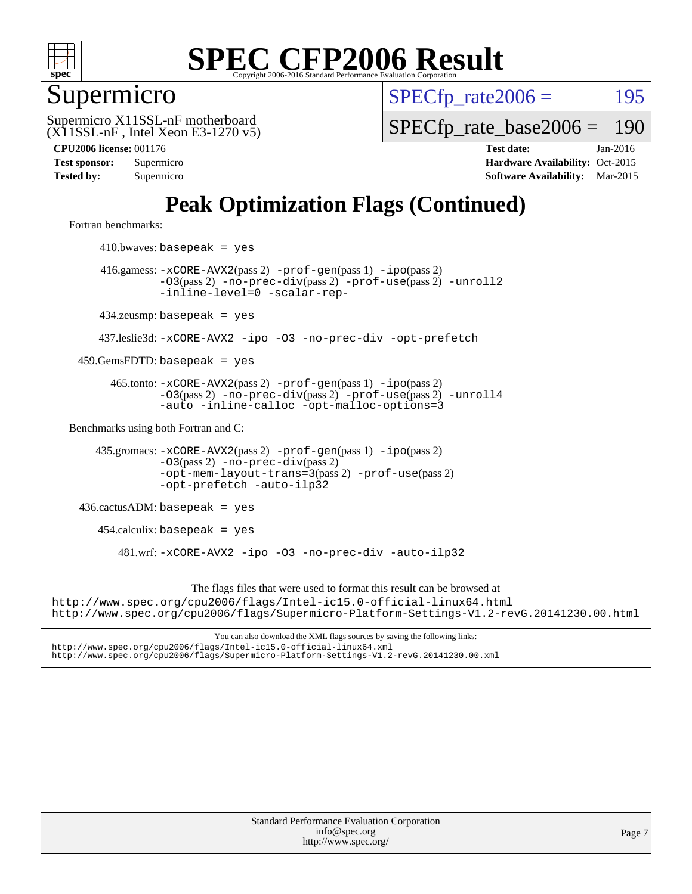# Peak Optimization Flags (Continued)

Fortran benchmarks:

410.bwaves: `basepeak = yes`

416.gamess: `-xCORE-AVX2`(pass 2) `-prof-gen`(pass 1) `-ipo`(pass 2) `-O3`(pass 2) `-no-prec-div`(pass 2) `-prof-use`(pass 2) `-unroll2` `-inline-level=0` `-scalar-rep-`

434.zeusmp: `basepeak = yes`

437.leslie3d: `-xCORE-AVX2 -ipo -O3 -no-prec-div -opt-prefetch`

459.GemsFDTD: `basepeak = yes`

465.tonto: `-xCORE-AVX2`(pass 2) `-prof-gen`(pass 1) `-ipo`(pass 2) `-O3`(pass 2) `-no-prec-div`(pass 2) `-prof-use`(pass 2) `-unroll4` `-auto -inline-calloc -opt-malloc-options=3`

Benchmarks using both Fortran and C:

435.gromacs: `-xCORE-AVX2`(pass 2) `-prof-gen`(pass 1) `-ipo`(pass 2) `-O3`(pass 2) `-no-prec-div`(pass 2) `-opt-mem-layout-trans=3`(pass 2) `-prof-use`(pass 2) `-opt-prefetch -auto-ilp32`

436.cactusADM: `basepeak = yes`

454.calculix: `basepeak = yes`

481.wrf: `-xCORE-AVX2 -ipo -O3 -no-prec-div -auto-ilp32`

The flags files that were used to format this result can be browsed at
http://www.spec.org/cpu2006/flags/Intel-ic15.0-official-linux64.html
http://www.spec.org/cpu2006/flags/Supermicro-Platform-Settings-V1.2-revG.20141230.00.html

You can also download the XML flags sources by saving the following links:
http://www.spec.org/cpu2006/flags/Intel-ic15.0-official-linux64.xml
http://www.spec.org/cpu2006/flags/Supermicro-Platform-Settings-V1.2-revG.20141230.00.xml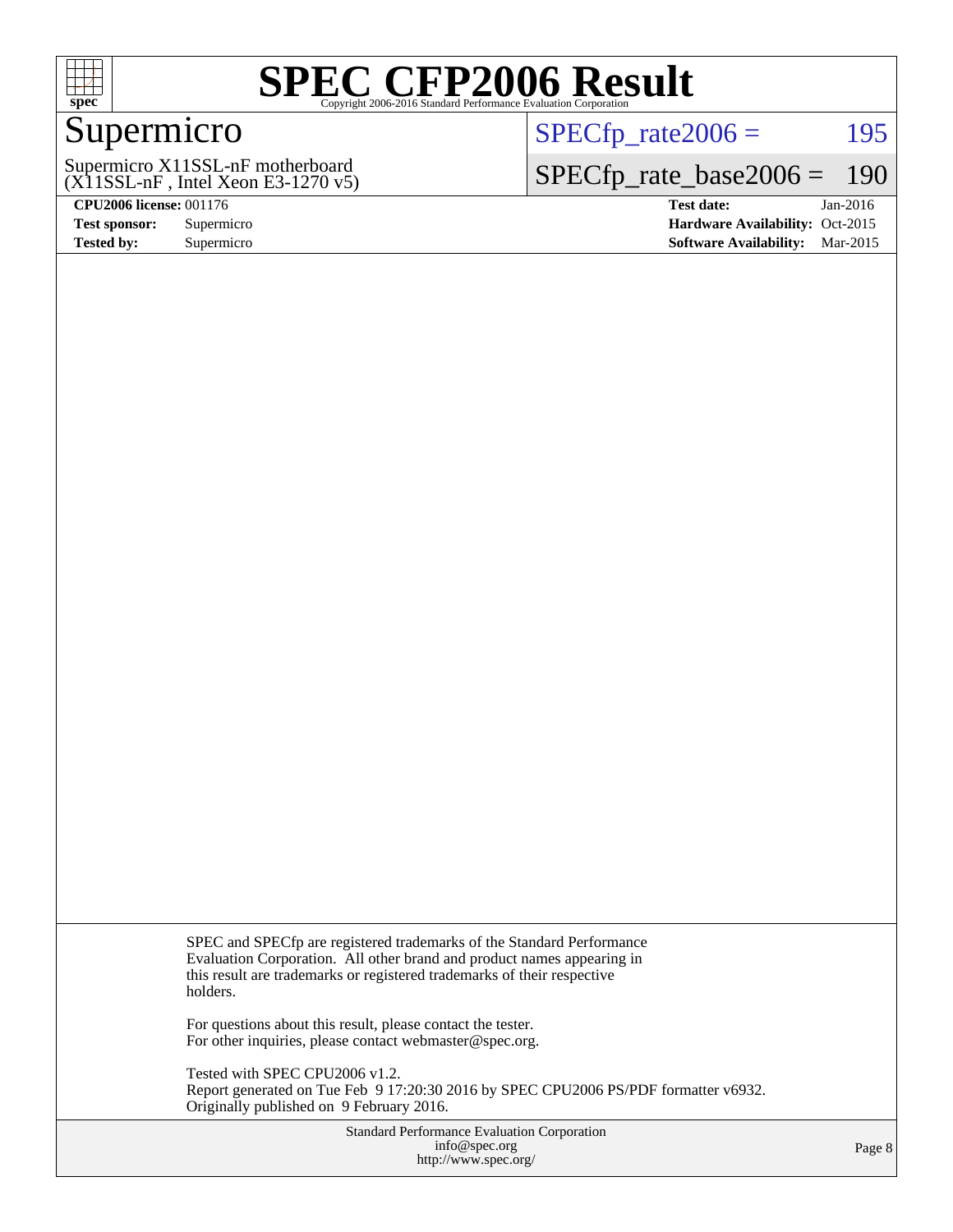# SPEC CFP2006 Result

Copyright 2006-2016 Standard Performance Evaluation Corporation

## Supermicro

Supermicro X11SSL-nF motherboard
(X11SSL-nF , Intel Xeon E3-1270 v5)

SPECfp_rate2006 = 195

SPECfp_rate_base2006 = 190

**CPU2006 license:** 001176
**Test sponsor:** Supermicro
**Tested by:** Supermicro

**Test date:** Jan-2016
**Hardware Availability:** Oct-2015
**Software Availability:** Mar-2015

SPEC and SPECfp are registered trademarks of the Standard Performance Evaluation Corporation. All other brand and product names appearing in this result are trademarks or registered trademarks of their respective holders.

For questions about this result, please contact the tester.
For other inquiries, please contact webmaster@spec.org.

Tested with SPEC CPU2006 v1.2.
Report generated on Tue Feb 9 17:20:30 2016 by SPEC CPU2006 PS/PDF formatter v6932.
Originally published on 9 February 2016.

Standard Performance Evaluation Corporation
info@spec.org
http://www.spec.org/